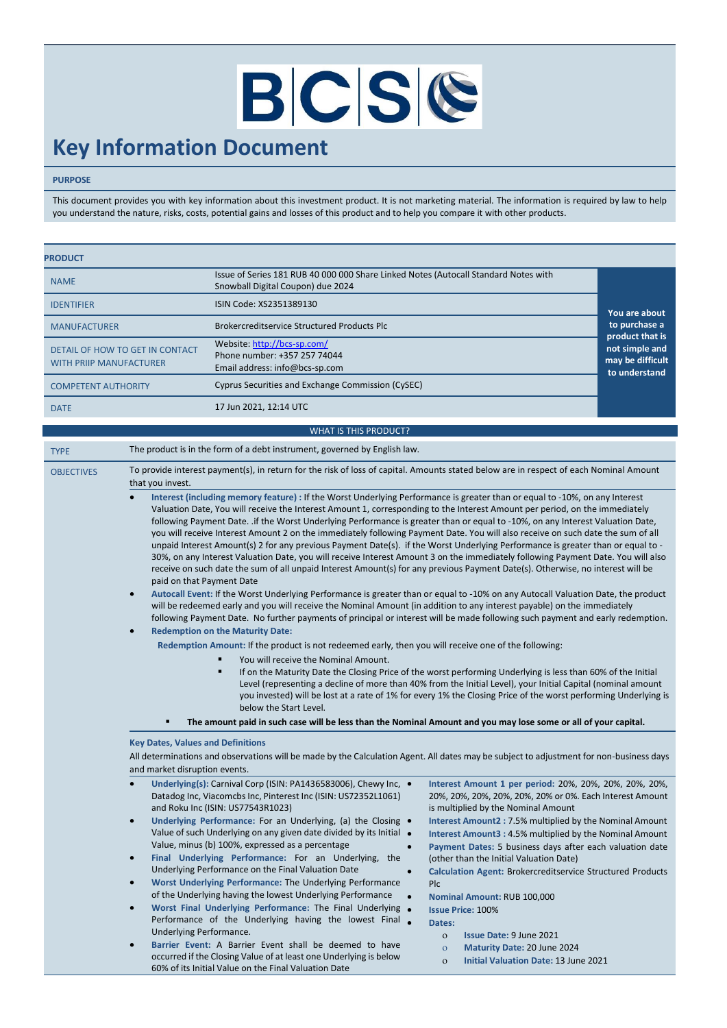BCS

# Key Information Document

**PURPOSE**

This document provides you with key information about this investment product. It is not marketing material. The information is required by law to help you understand the nature, risks, costs, potential gains and losses of this product and to help you compare it with other products.

**PRODUCT**

| | | |
|---|---|---|
| NAME | Issue of Series 181 RUB 40 000 000 Share Linked Notes (Autocall Standard Notes with Snowball Digital Coupon) due 2024 | **You are about to purchase a product that is not simple and may be difficult to understand** |
| IDENTIFIER | ISIN Code: XS2351389130 | |
| MANUFACTURER | Brokercreditservice Structured Products Plc | |
| DETAIL OF HOW TO GET IN CONTACT WITH PRIIP MANUFACTURER | Website: http://bcs-sp.com/<br>Phone number: +357 257 74044<br>Email address: info@bcs-sp.com | |
| COMPETENT AUTHORITY | Cyprus Securities and Exchange Commission (CySEC) | |
| DATE | 17 Jun 2021, 12:14 UTC | |

## WHAT IS THIS PRODUCT?

**TYPE**

The product is in the form of a debt instrument, governed by English law.

**OBJECTIVES**

To provide interest payment(s), in return for the risk of loss of capital. Amounts stated below are in respect of each Nominal Amount that you invest.

- **Interest (including memory feature) :** If the Worst Underlying Performance is greater than or equal to -10%, on any Interest Valuation Date, You will receive the Interest Amount 1, corresponding to the Interest Amount per period, on the immediately following Payment Date. .if the Worst Underlying Performance is greater than or equal to -10%, on any Interest Valuation Date, you will receive Interest Amount 2 on the immediately following Payment Date. You will also receive on such date the sum of all unpaid Interest Amount(s) 2 for any previous Payment Date(s). if the Worst Underlying Performance is greater than or equal to -30%, on any Interest Valuation Date, you will receive Interest Amount 3 on the immediately following Payment Date. You will also receive on such date the sum of all unpaid Interest Amount(s) for any previous Payment Date(s). Otherwise, no interest will be paid on that Payment Date
- **Autocall Event:** If the Worst Underlying Performance is greater than or equal to -10% on any Autocall Valuation Date, the product will be redeemed early and you will receive the Nominal Amount (in addition to any interest payable) on the immediately following Payment Date. No further payments of principal or interest will be made following such payment and early redemption.
- **Redemption on the Maturity Date:**

  **Redemption Amount:** If the product is not redeemed early, then you will receive one of the following:

  - You will receive the Nominal Amount.
  - If on the Maturity Date the Closing Price of the worst performing Underlying is less than 60% of the Initial Level (representing a decline of more than 40% from the Initial Level), your Initial Capital (nominal amount you invested) will be lost at a rate of 1% for every 1% the Closing Price of the worst performing Underlying is below the Start Level.

  - **The amount paid in such case will be less than the Nominal Amount and you may lose some or all of your capital.**

**Key Dates, Values and Definitions**

All determinations and observations will be made by the Calculation Agent. All dates may be subject to adjustment for non-business days and market disruption events.

- **Underlying(s):** Carnival Corp (ISIN: PA1436583006), Chewy Inc, Datadog Inc, Viacomcbs Inc, Pinterest Inc (ISIN: US72352L1061) and Roku Inc (ISIN: US77543R1023)
- **Underlying Performance:** For an Underlying, (a) the Closing Value of such Underlying on any given date divided by its Initial Value, minus (b) 100%, expressed as a percentage
- **Final Underlying Performance:** For an Underlying, the Underlying Performance on the Final Valuation Date
- **Worst Underlying Performance:** The Underlying Performance of the Underlying having the lowest Underlying Performance
- **Worst Final Underlying Performance:** The Final Underlying Performance of the Underlying having the lowest Final Underlying Performance.
- **Barrier Event:** A Barrier Event shall be deemed to have occurred if the Closing Value of at least one Underlying is below 60% of its Initial Value on the Final Valuation Date
- **Interest Amount 1 per period:** 20%, 20%, 20%, 20%, 20%, 20%, 20%, 20%, 20%, 20%, 20% or 0%. Each Interest Amount is multiplied by the Nominal Amount
- **Interest Amount2 :** 7.5% multiplied by the Nominal Amount
- **Interest Amount3 :** 4.5% multiplied by the Nominal Amount
- **Payment Dates:** 5 business days after each valuation date (other than the Initial Valuation Date)
- **Calculation Agent:** Brokercreditservice Structured Products Plc
- **Nominal Amount:** RUB 100,000
- **Issue Price:** 100%
- **Dates:**
  - **Issue Date:** 9 June 2021
  - **Maturity Date:** 20 June 2024
  - **Initial Valuation Date:** 13 June 2021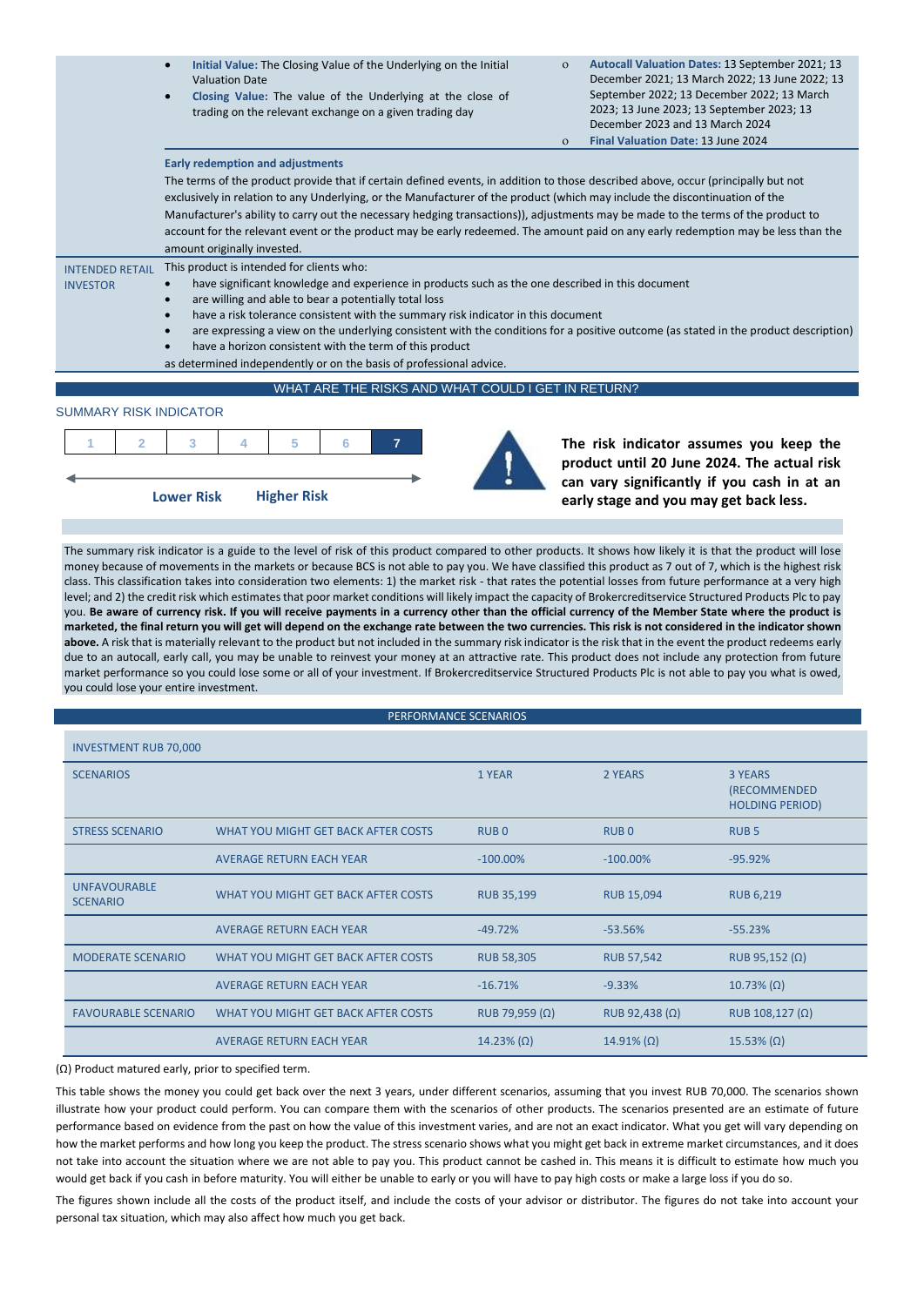- **Initial Value:** The Closing Value of the Underlying on the Initial Valuation Date
- **Closing Value:** The value of the Underlying at the close of trading on the relevant exchange on a given trading day

  - **Autocall Valuation Dates:** 13 September 2021; 13 December 2021; 13 March 2022; 13 June 2022; 13 September 2022; 13 December 2022; 13 March 2023; 13 June 2023; 13 September 2023; 13 December 2023 and 13 March 2024
  - **Final Valuation Date:** 13 June 2024

**Early redemption and adjustments**

The terms of the product provide that if certain defined events, in addition to those described above, occur (principally but not exclusively in relation to any Underlying, or the Manufacturer of the product (which may include the discontinuation of the Manufacturer's ability to carry out the necessary hedging transactions)), adjustments may be made to the terms of the product to account for the relevant event or the product may be early redeemed. The amount paid on any early redemption may be less than the amount originally invested.

**INTENDED RETAIL INVESTOR**

This product is intended for clients who:

- have significant knowledge and experience in products such as the one described in this document
- are willing and able to bear a potentially total loss
- have a risk tolerance consistent with the summary risk indicator in this document
- are expressing a view on the underlying consistent with the conditions for a positive outcome (as stated in the product description)
- have a horizon consistent with the term of this product

as determined independently or on the basis of professional advice.

## WHAT ARE THE RISKS AND WHAT COULD I GET IN RETURN?

### SUMMARY RISK INDICATOR

| 1 | 2 | 3 | 4 | 5 | 6 | **7** |
|---|---|---|---|---|---|---|

Lower Risk — Higher Risk

**The risk indicator assumes you keep the product until 20 June 2024. The actual risk can vary significantly if you cash in at an early stage and you may get back less.**

The summary risk indicator is a guide to the level of risk of this product compared to other products. It shows how likely it is that the product will lose money because of movements in the markets or because BCS is not able to pay you. We have classified this product as 7 out of 7, which is the highest risk class. This classification takes into consideration two elements: 1) the market risk - that rates the potential losses from future performance at a very high level; and 2) the credit risk which estimates that poor market conditions will likely impact the capacity of Brokercreditservice Structured Products Plc to pay you. **Be aware of currency risk. If you will receive payments in a currency other than the official currency of the Member State where the product is marketed, the final return you will get will depend on the exchange rate between the two currencies. This risk is not considered in the indicator shown above.** A risk that is materially relevant to the product but not included in the summary risk indicator is the risk that in the event the product redeems early due to an autocall, early call, you may be unable to reinvest your money at an attractive rate. This product does not include any protection from future market performance so you could lose some or all of your investment. If Brokercreditservice Structured Products Plc is not able to pay you what is owed, you could lose your entire investment.

## PERFORMANCE SCENARIOS

| INVESTMENT RUB 70,000 | | | | |
|---|---|---|---|---|
| SCENARIOS | | 1 YEAR | 2 YEARS | 3 YEARS (RECOMMENDED HOLDING PERIOD) |
| STRESS SCENARIO | WHAT YOU MIGHT GET BACK AFTER COSTS | RUB 0 | RUB 0 | RUB 5 |
| | AVERAGE RETURN EACH YEAR | -100.00% | -100.00% | -95.92% |
| UNFAVOURABLE SCENARIO | WHAT YOU MIGHT GET BACK AFTER COSTS | RUB 35,199 | RUB 15,094 | RUB 6,219 |
| | AVERAGE RETURN EACH YEAR | -49.72% | -53.56% | -55.23% |
| MODERATE SCENARIO | WHAT YOU MIGHT GET BACK AFTER COSTS | RUB 58,305 | RUB 57,542 | RUB 95,152 (Ω) |
| | AVERAGE RETURN EACH YEAR | -16.71% | -9.33% | 10.73% (Ω) |
| FAVOURABLE SCENARIO | WHAT YOU MIGHT GET BACK AFTER COSTS | RUB 79,959 (Ω) | RUB 92,438 (Ω) | RUB 108,127 (Ω) |
| | AVERAGE RETURN EACH YEAR | 14.23% (Ω) | 14.91% (Ω) | 15.53% (Ω) |

(Ω) Product matured early, prior to specified term.

This table shows the money you could get back over the next 3 years, under different scenarios, assuming that you invest RUB 70,000. The scenarios shown illustrate how your product could perform. You can compare them with the scenarios of other products. The scenarios presented are an estimate of future performance based on evidence from the past on how the value of this investment varies, and are not an exact indicator. What you get will vary depending on how the market performs and how long you keep the product. The stress scenario shows what you might get back in extreme market circumstances, and it does not take into account the situation where we are not able to pay you. This product cannot be cashed in. This means it is difficult to estimate how much you would get back if you cash in before maturity. You will either be unable to early or you will have to pay high costs or make a large loss if you do so.

The figures shown include all the costs of the product itself, and include the costs of your advisor or distributor. The figures do not take into account your personal tax situation, which may also affect how much you get back.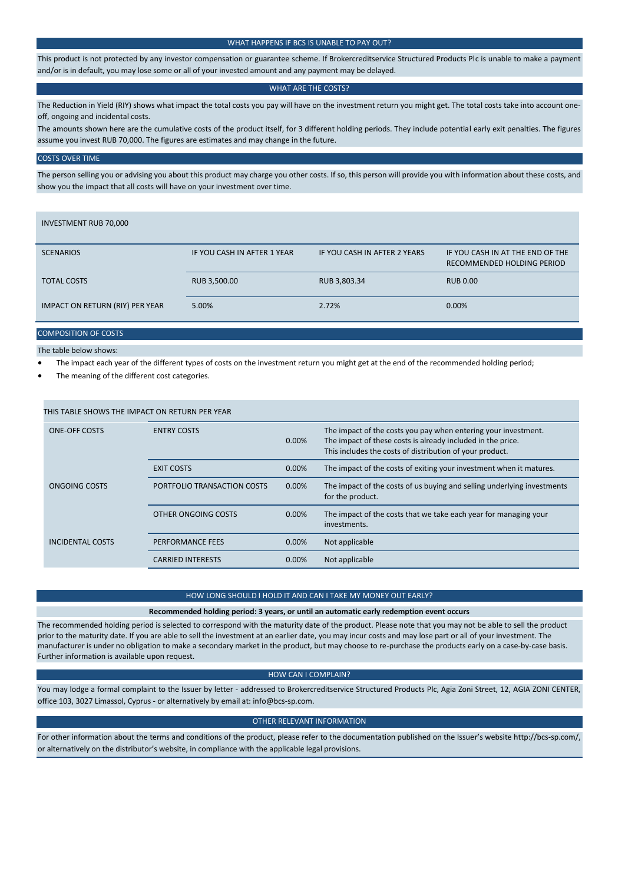## WHAT HAPPENS IF BCS IS UNABLE TO PAY OUT?

This product is not protected by any investor compensation or guarantee scheme. If Brokercreditservice Structured Products Plc is unable to make a payment and/or is in default, you may lose some or all of your invested amount and any payment may be delayed.

## WHAT ARE THE COSTS?

The Reduction in Yield (RIY) shows what impact the total costs you pay will have on the investment return you might get. The total costs take into account one-off, ongoing and incidental costs.

The amounts shown here are the cumulative costs of the product itself, for 3 different holding periods. They include potential early exit penalties. The figures assume you invest RUB 70,000. The figures are estimates and may change in the future.

### COSTS OVER TIME

The person selling you or advising you about this product may charge you other costs. If so, this person will provide you with information about these costs, and show you the impact that all costs will have on your investment over time.

| INVESTMENT RUB 70,000 | | | |
|---|---|---|---|
| SCENARIOS | IF YOU CASH IN AFTER 1 YEAR | IF YOU CASH IN AFTER 2 YEARS | IF YOU CASH IN AT THE END OF THE RECOMMENDED HOLDING PERIOD |
| TOTAL COSTS | RUB 3,500.00 | RUB 3,803.34 | RUB 0.00 |
| IMPACT ON RETURN (RIY) PER YEAR | 5.00% | 2.72% | 0.00% |

### COMPOSITION OF COSTS

The table below shows:

- The impact each year of the different types of costs on the investment return you might get at the end of the recommended holding period;
- The meaning of the different cost categories.

| THIS TABLE SHOWS THE IMPACT ON RETURN PER YEAR | | | |
|---|---|---|---|
| ONE-OFF COSTS | ENTRY COSTS | 0.00% | The impact of the costs you pay when entering your investment. The impact of these costs is already included in the price. This includes the costs of distribution of your product. |
| | EXIT COSTS | 0.00% | The impact of the costs of exiting your investment when it matures. |
| ONGOING COSTS | PORTFOLIO TRANSACTION COSTS | 0.00% | The impact of the costs of us buying and selling underlying investments for the product. |
| | OTHER ONGOING COSTS | 0.00% | The impact of the costs that we take each year for managing your investments. |
| INCIDENTAL COSTS | PERFORMANCE FEES | 0.00% | Not applicable |
| | CARRIED INTERESTS | 0.00% | Not applicable |

## HOW LONG SHOULD I HOLD IT AND CAN I TAKE MY MONEY OUT EARLY?

**Recommended holding period: 3 years, or until an automatic early redemption event occurs**

The recommended holding period is selected to correspond with the maturity date of the product. Please note that you may not be able to sell the product prior to the maturity date. If you are able to sell the investment at an earlier date, you may incur costs and may lose part or all of your investment. The manufacturer is under no obligation to make a secondary market in the product, but may choose to re-purchase the products early on a case-by-case basis. Further information is available upon request.

## HOW CAN I COMPLAIN?

You may lodge a formal complaint to the Issuer by letter - addressed to Brokercreditservice Structured Products Plc, Agia Zoni Street, 12, AGIA ZONI CENTER, office 103, 3027 Limassol, Cyprus - or alternatively by email at: info@bcs-sp.com.

## OTHER RELEVANT INFORMATION

For other information about the terms and conditions of the product, please refer to the documentation published on the Issuer's website http://bcs-sp.com/, or alternatively on the distributor's website, in compliance with the applicable legal provisions.